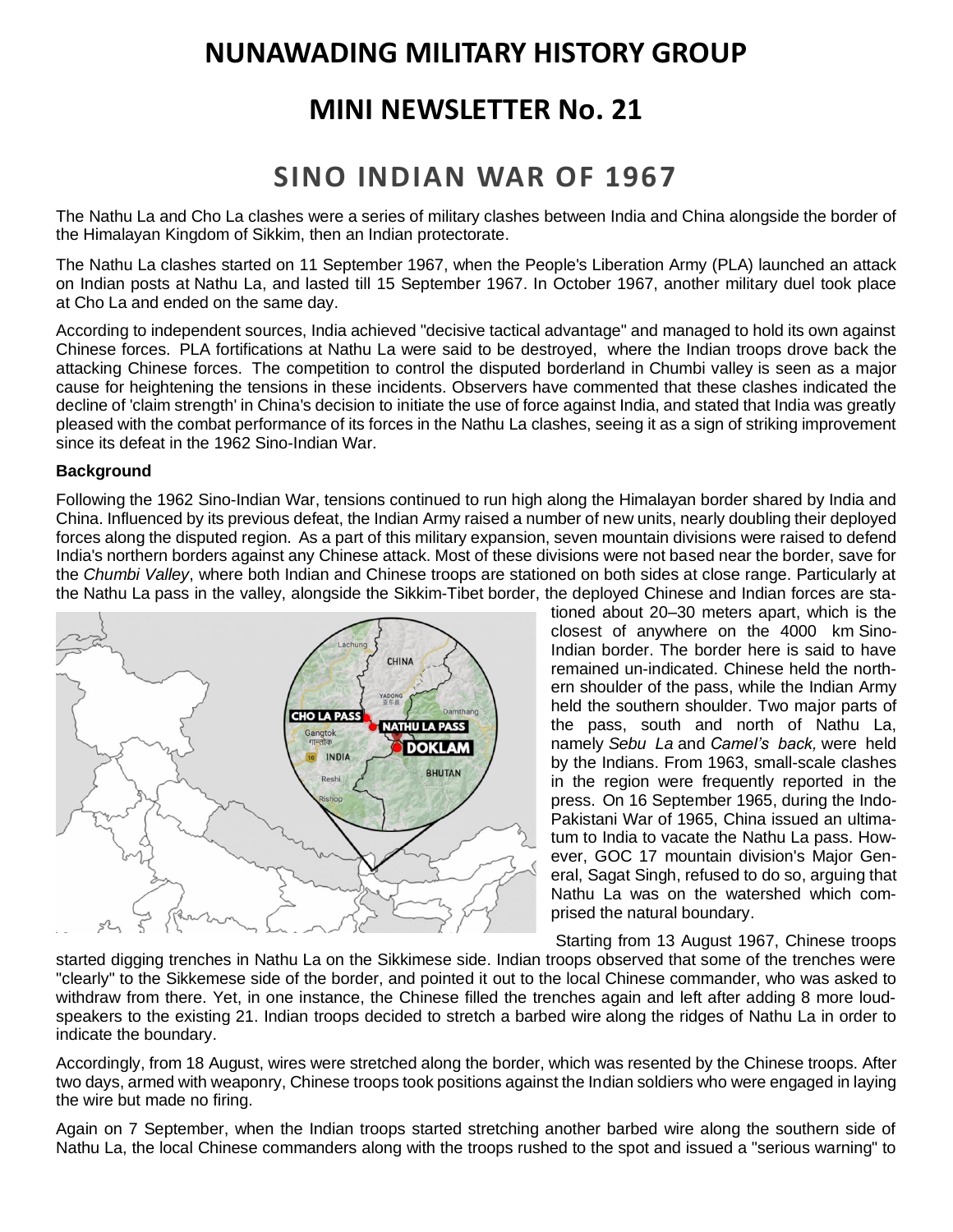# NUNAWADING MILITARY HISTORY GROUP

## MINI NEWSLETTER No. 21

## SINO INDIAN WAR OF 1967

The Nathu La and Cho La clashes were a series of military clashes between India and China alongside the border of the Himalayan Kingdom of Sikkim, then an Indian protectorate.

The Nathu La clashes started on 11 September 1967, when the People's Liberation Army (PLA) launched an attack on Indian posts at Nathu La, and lasted till 15 September 1967. In October 1967, another military duel took place at Cho La and ended on the same day.

According to independent sources, India achieved "decisive tactical advantage" and managed to hold its own against Chinese forces. PLA fortifications at Nathu La were said to be destroyed, where the Indian troops drove back the attacking Chinese forces. The competition to control the disputed borderland in Chumbi valley is seen as a major cause for heightening the tensions in these incidents. Observers have commented that these clashes indicated the decline of 'claim strength' in China's decision to initiate the use of force against India, and stated that India was greatly pleased with the combat performance of its forces in the Nathu La clashes, seeing it as a sign of striking improvement since its defeat in the 1962 Sino-Indian War.

### Background

Following the 1962 Sino-Indian War, tensions continued to run high along the Himalayan border shared by India and China. Influenced by its previous defeat, the Indian Army raised a number of new units, nearly doubling their deployed forces along the disputed region. As a part of this military expansion, seven mountain divisions were raised to defend India's northern borders against any Chinese attack. Most of these divisions were not based near the border, save for the *Chumbi Valley*, where both Indian and Chinese troops are stationed on both sides at close range. Particularly at the Nathu La pass in the valley, alongside the Sikkim-Tibet border, the deployed Chinese and Indian forces are stationed about 20–30 meters apart, which is the closest of anywhere on the 4000 km Sino-Indian border. The border here is said to have remained un-indicated. Chinese held the northern shoulder of the pass, while the Indian Army held the southern shoulder. Two major parts of the pass, south and north of Nathu La, namely *Sebu La* and *Camel's back,* were held by the Indians. From 1963, small-scale clashes in the region were frequently reported in the press. On 16 September 1965, during the Indo-Pakistani War of 1965, China issued an ultimatum to India to vacate the Nathu La pass. However, GOC 17 mountain division's Major General, Sagat Singh, refused to do so, arguing that Nathu La was on the watershed which comprised the natural boundary.

Starting from 13 August 1967, Chinese troops started digging trenches in Nathu La on the Sikkimese side. Indian troops observed that some of the trenches were "clearly" to the Sikkemese side of the border, and pointed it out to the local Chinese commander, who was asked to withdraw from there. Yet, in one instance, the Chinese filled the trenches again and left after adding 8 more loudspeakers to the existing 21. Indian troops decided to stretch a barbed wire along the ridges of Nathu La in order to indicate the boundary.

Accordingly, from 18 August, wires were stretched along the border, which was resented by the Chinese troops. After two days, armed with weaponry, Chinese troops took positions against the Indian soldiers who were engaged in laying the wire but made no firing.

Again on 7 September, when the Indian troops started stretching another barbed wire along the southern side of Nathu La, the local Chinese commanders along with the troops rushed to the spot and issued a "serious warning" to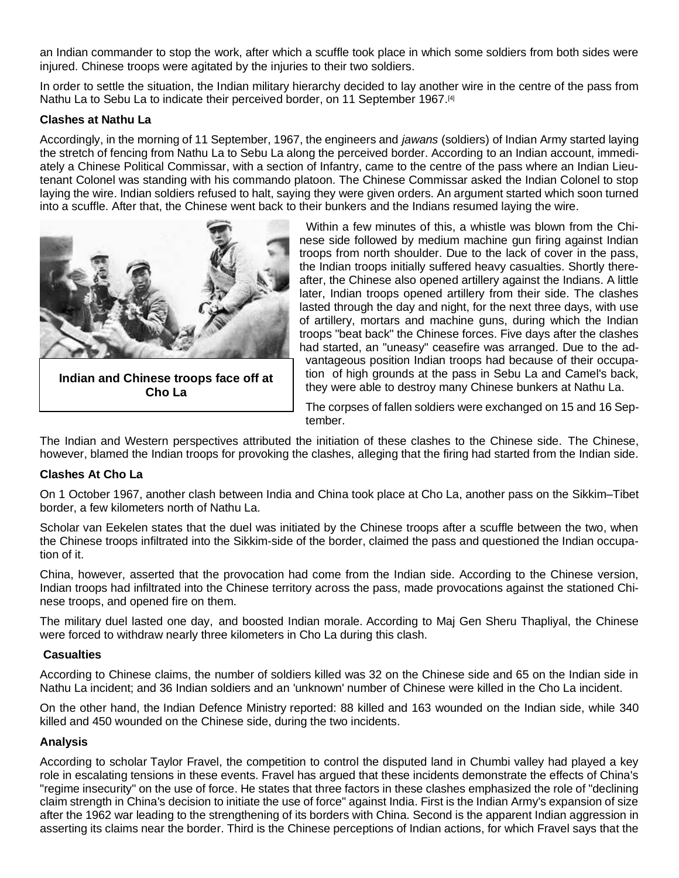an Indian commander to stop the work, after which a scuffle took place in which some soldiers from both sides were injured. Chinese troops were agitated by the injuries to their two soldiers.

In order to settle the situation, the Indian military hierarchy decided to lay another wire in the centre of the pass from Nathu La to Sebu La to indicate their perceived border, on 11 September 1967.[4]

**Clashes at Nathu La**

Accordingly, in the morning of 11 September, 1967, the engineers and *jawans* (soldiers) of Indian Army started laying the stretch of fencing from Nathu La to Sebu La along the perceived border. According to an Indian account, immediately a Chinese Political Commissar, with a section of Infantry, came to the centre of the pass where an Indian Lieutenant Colonel was standing with his commando platoon. The Chinese Commissar asked the Indian Colonel to stop laying the wire. Indian soldiers refused to halt, saying they were given orders. An argument started which soon turned into a scuffle. After that, the Chinese went back to their bunkers and the Indians resumed laying the wire.

Within a few minutes of this, a whistle was blown from the Chinese side followed by medium machine gun firing against Indian troops from north shoulder. Due to the lack of cover in the pass, the Indian troops initially suffered heavy casualties. Shortly thereafter, the Chinese also opened artillery against the Indians. A little later, Indian troops opened artillery from their side. The clashes lasted through the day and night, for the next three days, with use of artillery, mortars and machine guns, during which the Indian troops "beat back" the Chinese forces. Five days after the clashes had started, an "uneasy" ceasefire was arranged. Due to the advantageous position Indian troops had because of their occupation of high grounds at the pass in Sebu La and Camel's back, they were able to destroy many Chinese bunkers at Nathu La.

**Indian and Chinese troops face off at Cho La**

The corpses of fallen soldiers were exchanged on 15 and 16 September.

The Indian and Western perspectives attributed the initiation of these clashes to the Chinese side. The Chinese, however, blamed the Indian troops for provoking the clashes, alleging that the firing had started from the Indian side.

**Clashes At Cho La**

On 1 October 1967, another clash between India and China took place at Cho La, another pass on the Sikkim–Tibet border, a few kilometers north of Nathu La.

Scholar van Eekelen states that the duel was initiated by the Chinese troops after a scuffle between the two, when the Chinese troops infiltrated into the Sikkim-side of the border, claimed the pass and questioned the Indian occupation of it.

China, however, asserted that the provocation had come from the Indian side. According to the Chinese version, Indian troops had infiltrated into the Chinese territory across the pass, made provocations against the stationed Chinese troops, and opened fire on them.

The military duel lasted one day, and boosted Indian morale. According to Maj Gen Sheru Thapliyal, the Chinese were forced to withdraw nearly three kilometers in Cho La during this clash.

**Casualties**

According to Chinese claims, the number of soldiers killed was 32 on the Chinese side and 65 on the Indian side in Nathu La incident; and 36 Indian soldiers and an 'unknown' number of Chinese were killed in the Cho La incident.

On the other hand, the Indian Defence Ministry reported: 88 killed and 163 wounded on the Indian side, while 340 killed and 450 wounded on the Chinese side, during the two incidents.

**Analysis**

According to scholar Taylor Fravel, the competition to control the disputed land in Chumbi valley had played a key role in escalating tensions in these events. Fravel has argued that these incidents demonstrate the effects of China's "regime insecurity" on the use of force. He states that three factors in these clashes emphasized the role of "declining claim strength in China's decision to initiate the use of force" against India. First is the Indian Army's expansion of size after the 1962 war leading to the strengthening of its borders with China. Second is the apparent Indian aggression in asserting its claims near the border. Third is the Chinese perceptions of Indian actions, for which Fravel says that the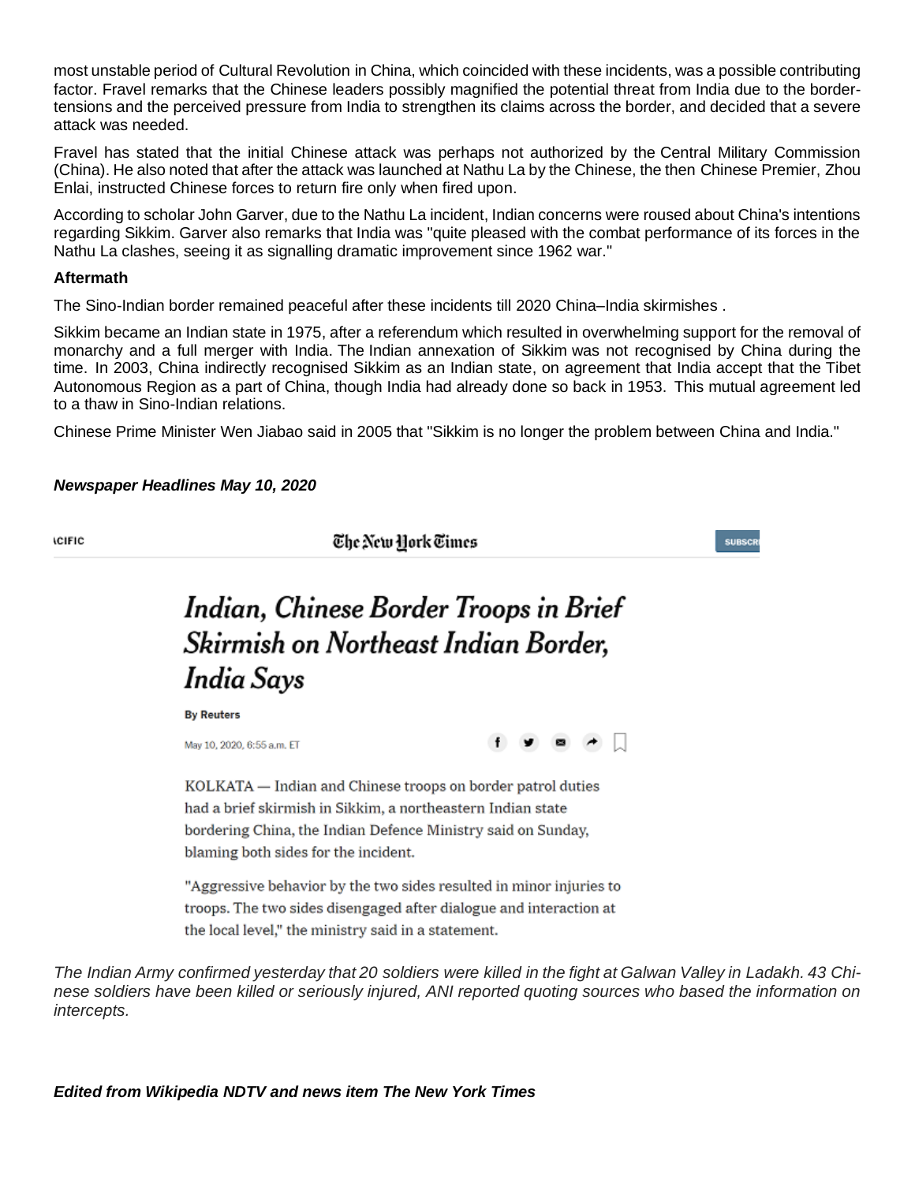most unstable period of Cultural Revolution in China, which coincided with these incidents, was a possible contributing factor. Fravel remarks that the Chinese leaders possibly magnified the potential threat from India due to the border-tensions and the perceived pressure from India to strengthen its claims across the border, and decided that a severe attack was needed.

Fravel has stated that the initial Chinese attack was perhaps not authorized by the Central Military Commission (China). He also noted that after the attack was launched at Nathu La by the Chinese, the then Chinese Premier, Zhou Enlai, instructed Chinese forces to return fire only when fired upon.

According to scholar John Garver, due to the Nathu La incident, Indian concerns were roused about China's intentions regarding Sikkim. Garver also remarks that India was "quite pleased with the combat performance of its forces in the Nathu La clashes, seeing it as signalling dramatic improvement since 1962 war."

**Aftermath**

The Sino-Indian border remained peaceful after these incidents till 2020 China–India skirmishes .

Sikkim became an Indian state in 1975, after a referendum which resulted in overwhelming support for the removal of monarchy and a full merger with India. The Indian annexation of Sikkim was not recognised by China during the time. In 2003, China indirectly recognised Sikkim as an Indian state, on agreement that India accept that the Tibet Autonomous Region as a part of China, though India had already done so back in 1953. This mutual agreement led to a thaw in Sino-Indian relations.

Chinese Prime Minister Wen Jiabao said in 2005 that "Sikkim is no longer the problem between China and India."

***Newspaper Headlines May 10, 2020***

ACIFIC

The New York Times

SUBSCRI

# *Indian, Chinese Border Troops in Brief Skirmish on Northeast Indian Border, India Says*

**By Reuters**

May 10, 2020, 6:55 a.m. ET

KOLKATA — Indian and Chinese troops on border patrol duties had a brief skirmish in Sikkim, a northeastern Indian state bordering China, the Indian Defence Ministry said on Sunday, blaming both sides for the incident.

"Aggressive behavior by the two sides resulted in minor injuries to troops. The two sides disengaged after dialogue and interaction at the local level," the ministry said in a statement.

*The Indian Army confirmed yesterday that 20 soldiers were killed in the fight at Galwan Valley in Ladakh. 43 Chinese soldiers have been killed or seriously injured, ANI reported quoting sources who based the information on intercepts.*

***Edited from Wikipedia NDTV and news item The New York Times***